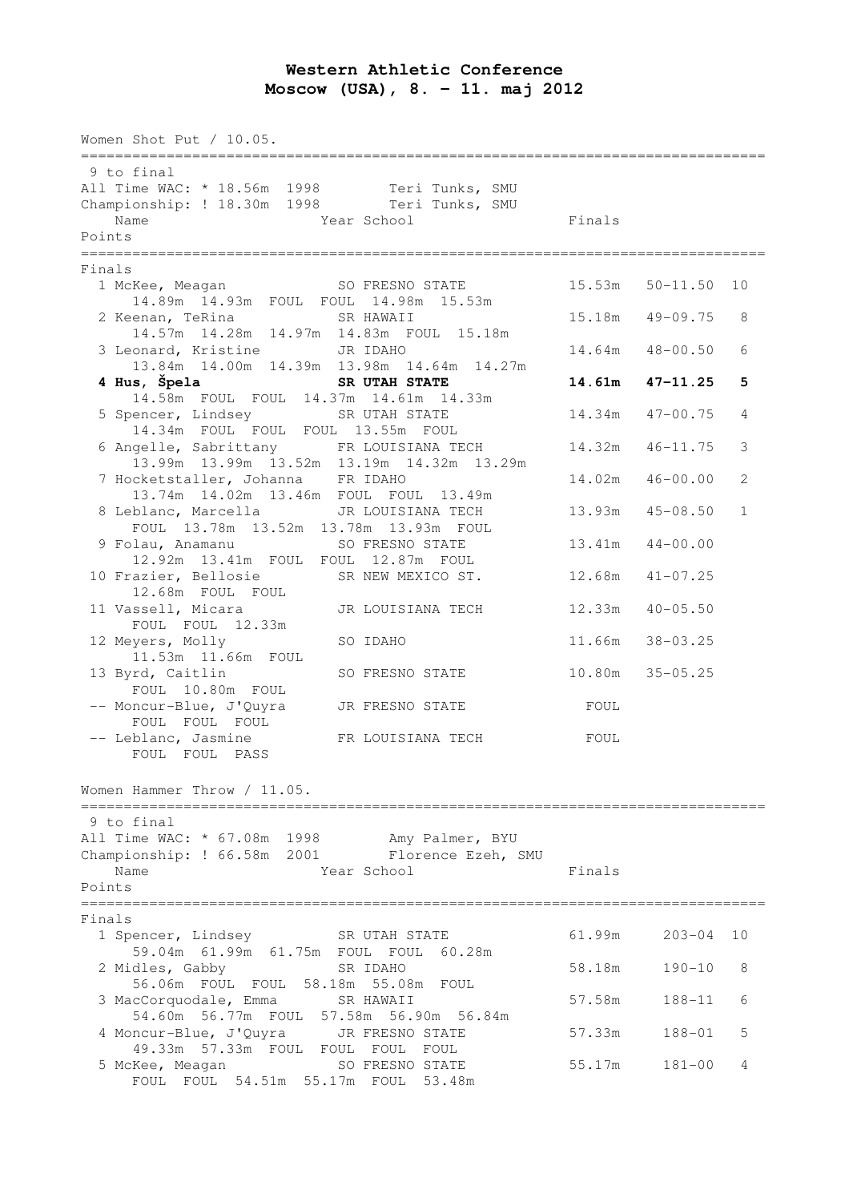# Western Athletic Conference
## Moscow (USA), 8. – 11. maj 2012

### Women Shot Put / 10.05.

9 to final
All Time WAC: * 18.56m 1998 Teri Tunks, SMU
Championship: ! 18.30m 1998 Teri Tunks, SMU

| Place | Name | Year | School | Finals | | Points |
|---|---|---|---|---|---|---|
| **Finals** | | | | | | |
| 1 | McKee, Meagan | SO | FRESNO STATE | 15.53m | 50-11.50 | 10 |
| | 14.89m 14.93m FOUL FOUL 14.98m 15.53m | | | | | |
| 2 | Keenan, TeRina | SR | HAWAII | 15.18m | 49-09.75 | 8 |
| | 14.57m 14.28m 14.97m 14.83m FOUL 15.18m | | | | | |
| 3 | Leonard, Kristine | JR | IDAHO | 14.64m | 48-00.50 | 6 |
| | 13.84m 14.00m 14.39m 13.98m 14.64m 14.27m | | | | | |
| **4** | **Hus, Špela** | **SR** | **UTAH STATE** | **14.61m** | **47-11.25** | **5** |
| | 14.58m FOUL FOUL 14.37m 14.61m 14.33m | | | | | |
| 5 | Spencer, Lindsey | SR | UTAH STATE | 14.34m | 47-00.75 | 4 |
| | 14.34m FOUL FOUL FOUL 13.55m FOUL | | | | | |
| 6 | Angelle, Sabrittany | FR | LOUISIANA TECH | 14.32m | 46-11.75 | 3 |
| | 13.99m 13.99m 13.52m 13.19m 14.32m 13.29m | | | | | |
| 7 | Hocketstaller, Johanna | FR | IDAHO | 14.02m | 46-00.00 | 2 |
| | 13.74m 14.02m 13.46m FOUL FOUL 13.49m | | | | | |
| 8 | Leblanc, Marcella | JR | LOUISIANA TECH | 13.93m | 45-08.50 | 1 |
| | FOUL 13.78m 13.52m 13.78m 13.93m FOUL | | | | | |
| 9 | Folau, Anamanu | SO | FRESNO STATE | 13.41m | 44-00.00 | |
| | 12.92m 13.41m FOUL FOUL 12.87m FOUL | | | | | |
| 10 | Frazier, Bellosie | SR | NEW MEXICO ST. | 12.68m | 41-07.25 | |
| | 12.68m FOUL FOUL | | | | | |
| 11 | Vassell, Micara | JR | LOUISIANA TECH | 12.33m | 40-05.50 | |
| | FOUL FOUL 12.33m | | | | | |
| 12 | Meyers, Molly | SO | IDAHO | 11.66m | 38-03.25 | |
| | 11.53m 11.66m FOUL | | | | | |
| 13 | Byrd, Caitlin | SO | FRESNO STATE | 10.80m | 35-05.25 | |
| | FOUL 10.80m FOUL | | | | | |
| -- | Moncur-Blue, J'Quyra | JR | FRESNO STATE | FOUL | | |
| | FOUL FOUL FOUL | | | | | |
| -- | Leblanc, Jasmine | FR | LOUISIANA TECH | FOUL | | |
| | FOUL FOUL PASS | | | | | |

### Women Hammer Throw / 11.05.

9 to final
All Time WAC: * 67.08m 1998 Amy Palmer, BYU
Championship: ! 66.58m 2001 Florence Ezeh, SMU

| Place | Name | Year | School | Finals | | Points |
|---|---|---|---|---|---|---|
| **Finals** | | | | | | |
| 1 | Spencer, Lindsey | SR | UTAH STATE | 61.99m | 203-04 | 10 |
| | 59.04m 61.99m 61.75m FOUL FOUL 60.28m | | | | | |
| 2 | Midles, Gabby | SR | IDAHO | 58.18m | 190-10 | 8 |
| | 56.06m FOUL FOUL 58.18m 55.08m FOUL | | | | | |
| 3 | MacCorquodale, Emma | SR | HAWAII | 57.58m | 188-11 | 6 |
| | 54.60m 56.77m FOUL 57.58m 56.90m 56.84m | | | | | |
| 4 | Moncur-Blue, J'Quyra | JR | FRESNO STATE | 57.33m | 188-01 | 5 |
| | 49.33m 57.33m FOUL FOUL FOUL FOUL | | | | | |
| 5 | McKee, Meagan | SO | FRESNO STATE | 55.17m | 181-00 | 4 |
| | FOUL FOUL 54.51m 55.17m FOUL 53.48m | | | | | |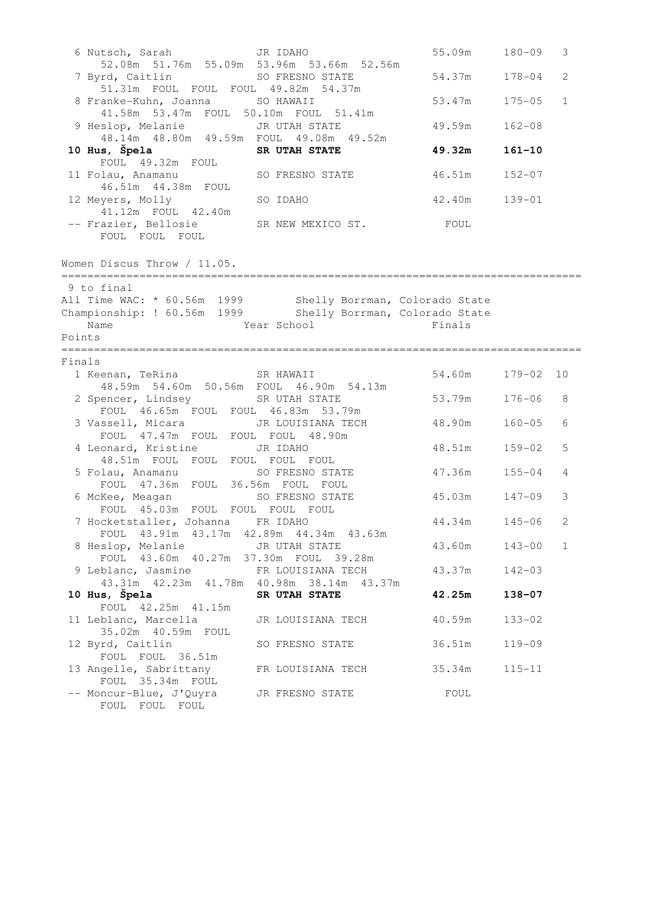```
  6 Nutsch, Sarah            JR IDAHO                  55.09m    180-09   3
      52.08m  51.76m  55.09m  53.96m  53.66m  52.56m
  7 Byrd, Caitlin            SO FRESNO STATE           54.37m    178-04   2
      51.31m  FOUL  FOUL  FOUL  49.82m  54.37m
  8 Franke-Kuhn, Joanna      SO HAWAII                 53.47m    175-05   1
      41.58m  53.47m  FOUL  50.10m  FOUL  51.41m
  9 Heslop, Melanie          JR UTAH STATE             49.59m    162-08
      48.14m  48.80m  49.59m  FOUL  49.08m  49.52m
```

**10 Hus, Špela                SR UTAH STATE             49.32m    161-10**

```
      FOUL  49.32m  FOUL
 11 Folau, Anamanu           SO FRESNO STATE           46.51m    152-07
      46.51m  44.38m  FOUL
 12 Meyers, Molly            SO IDAHO                  42.40m    139-01
      41.12m  FOUL  42.40m
 -- Frazier, Bellosie        SR NEW MEXICO ST.           FOUL
      FOUL  FOUL  FOUL

Women Discus Throw / 11.05.
================================================================================
 9 to final
All Time WAC: * 60.56m  1999       Shelly Borrman, Colorado State
Championship: ! 60.56m  1999       Shelly Borrman, Colorado State
    Name                    Year School                  Finals
Points
================================================================================
Finals
  1 Keenan, TeRina           SR HAWAII                 54.60m    179-02  10
      48.59m  54.60m  50.56m  FOUL  46.90m  54.13m
  2 Spencer, Lindsey         SR UTAH STATE             53.79m    176-06   8
      FOUL  46.65m  FOUL  FOUL  46.83m  53.79m
  3 Vassell, Micara          JR LOUISIANA TECH         48.90m    160-05   6
      FOUL  47.47m  FOUL  FOUL  FOUL  48.90m
  4 Leonard, Kristine        JR IDAHO                  48.51m    159-02   5
      48.51m  FOUL  FOUL  FOUL  FOUL  FOUL
  5 Folau, Anamanu           SO FRESNO STATE           47.36m    155-04   4
      FOUL  47.36m  FOUL  36.56m  FOUL  FOUL
  6 McKee, Meagan            SO FRESNO STATE           45.03m    147-09   3
      FOUL  45.03m  FOUL  FOUL  FOUL  FOUL
  7 Hocketstaller, Johanna   FR IDAHO                  44.34m    145-06   2
      FOUL  43.91m  43.17m  42.89m  44.34m  43.63m
  8 Heslop, Melanie          JR UTAH STATE             43.60m    143-00   1
      FOUL  43.60m  40.27m  37.30m  FOUL  39.28m
  9 Leblanc, Jasmine         FR LOUISIANA TECH         43.37m    142-03
      43.31m  42.23m  41.78m  40.98m  38.14m  43.37m
```

**10 Hus, Špela                SR UTAH STATE             42.25m    138-07**

```
      FOUL  42.25m  41.15m
 11 Leblanc, Marcella        JR LOUISIANA TECH         40.59m    133-02
      35.02m  40.59m  FOUL
 12 Byrd, Caitlin            SO FRESNO STATE           36.51m    119-09
      FOUL  FOUL  36.51m
 13 Angelle, Sabrittany      FR LOUISIANA TECH         35.34m    115-11
      FOUL  35.34m  FOUL
 -- Moncur-Blue, J'Quyra     JR FRESNO STATE             FOUL
      FOUL  FOUL  FOUL
```